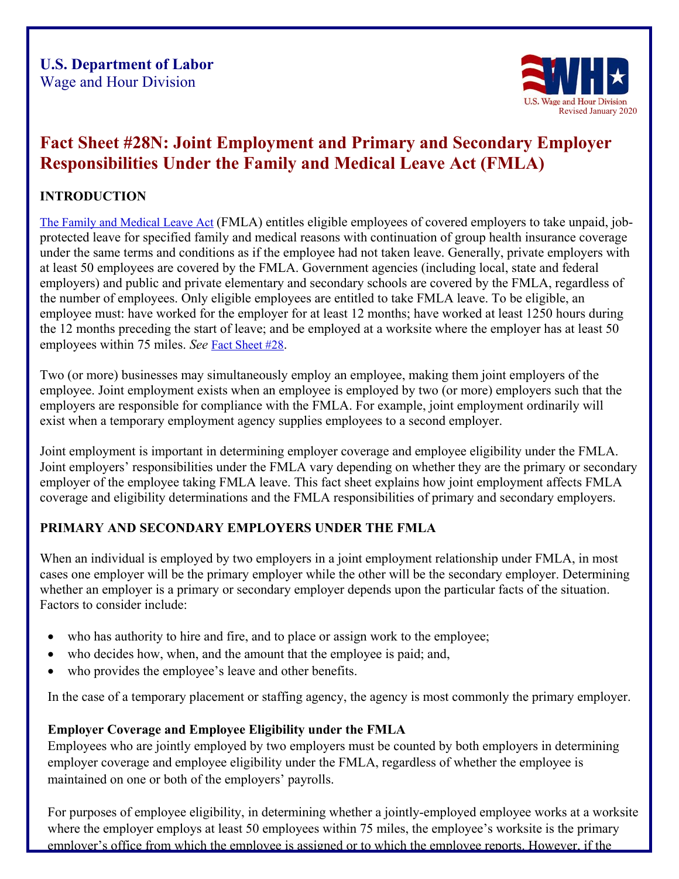**U.S. Department of Labor**
Wage and Hour Division

Revised January 2020

# Fact Sheet #28N: Joint Employment and Primary and Secondary Employer Responsibilities Under the Family and Medical Leave Act (FMLA)

## INTRODUCTION

The Family and Medical Leave Act (FMLA) entitles eligible employees of covered employers to take unpaid, job-protected leave for specified family and medical reasons with continuation of group health insurance coverage under the same terms and conditions as if the employee had not taken leave. Generally, private employers with at least 50 employees are covered by the FMLA. Government agencies (including local, state and federal employers) and public and private elementary and secondary schools are covered by the FMLA, regardless of the number of employees. Only eligible employees are entitled to take FMLA leave. To be eligible, an employee must: have worked for the employer for at least 12 months; have worked at least 1250 hours during the 12 months preceding the start of leave; and be employed at a worksite where the employer has at least 50 employees within 75 miles. *See* Fact Sheet #28.

Two (or more) businesses may simultaneously employ an employee, making them joint employers of the employee. Joint employment exists when an employee is employed by two (or more) employers such that the employers are responsible for compliance with the FMLA. For example, joint employment ordinarily will exist when a temporary employment agency supplies employees to a second employer.

Joint employment is important in determining employer coverage and employee eligibility under the FMLA. Joint employers' responsibilities under the FMLA vary depending on whether they are the primary or secondary employer of the employee taking FMLA leave. This fact sheet explains how joint employment affects FMLA coverage and eligibility determinations and the FMLA responsibilities of primary and secondary employers.

## PRIMARY AND SECONDARY EMPLOYERS UNDER THE FMLA

When an individual is employed by two employers in a joint employment relationship under FMLA, in most cases one employer will be the primary employer while the other will be the secondary employer. Determining whether an employer is a primary or secondary employer depends upon the particular facts of the situation. Factors to consider include:

- who has authority to hire and fire, and to place or assign work to the employee;
- who decides how, when, and the amount that the employee is paid; and,
- who provides the employee's leave and other benefits.

In the case of a temporary placement or staffing agency, the agency is most commonly the primary employer.

### Employer Coverage and Employee Eligibility under the FMLA

Employees who are jointly employed by two employers must be counted by both employers in determining employer coverage and employee eligibility under the FMLA, regardless of whether the employee is maintained on one or both of the employers' payrolls.

For purposes of employee eligibility, in determining whether a jointly-employed employee works at a worksite where the employer employs at least 50 employees within 75 miles, the employee's worksite is the primary employer's office from which the employee is assigned or to which the employee reports. However, if the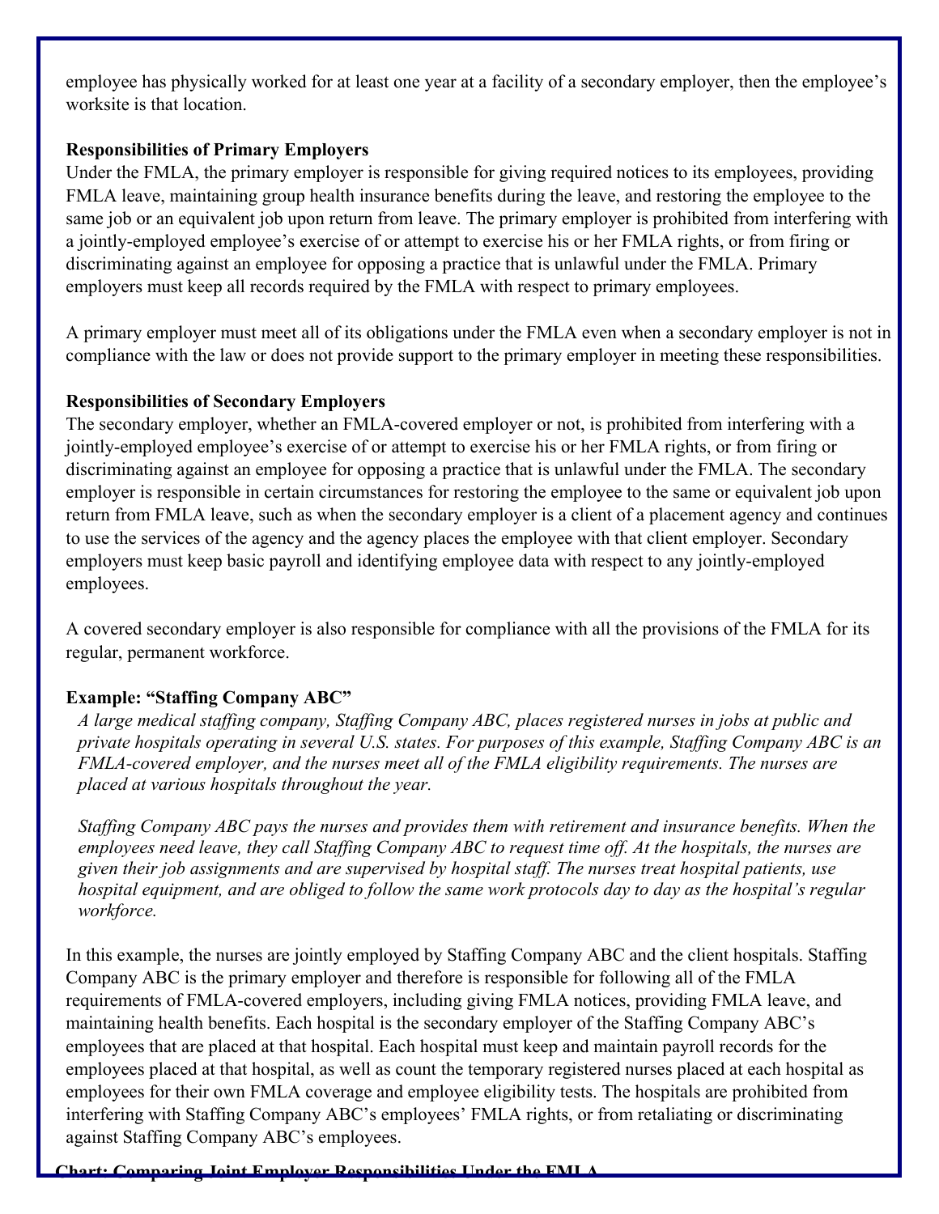employee has physically worked for at least one year at a facility of a secondary employer, then the employee's worksite is that location.

**Responsibilities of Primary Employers**

Under the FMLA, the primary employer is responsible for giving required notices to its employees, providing FMLA leave, maintaining group health insurance benefits during the leave, and restoring the employee to the same job or an equivalent job upon return from leave. The primary employer is prohibited from interfering with a jointly-employed employee's exercise of or attempt to exercise his or her FMLA rights, or from firing or discriminating against an employee for opposing a practice that is unlawful under the FMLA. Primary employers must keep all records required by the FMLA with respect to primary employees.

A primary employer must meet all of its obligations under the FMLA even when a secondary employer is not in compliance with the law or does not provide support to the primary employer in meeting these responsibilities.

**Responsibilities of Secondary Employers**

The secondary employer, whether an FMLA-covered employer or not, is prohibited from interfering with a jointly-employed employee's exercise of or attempt to exercise his or her FMLA rights, or from firing or discriminating against an employee for opposing a practice that is unlawful under the FMLA. The secondary employer is responsible in certain circumstances for restoring the employee to the same or equivalent job upon return from FMLA leave, such as when the secondary employer is a client of a placement agency and continues to use the services of the agency and the agency places the employee with that client employer. Secondary employers must keep basic payroll and identifying employee data with respect to any jointly-employed employees.

A covered secondary employer is also responsible for compliance with all the provisions of the FMLA for its regular, permanent workforce.

**Example: "Staffing Company ABC"**

*A large medical staffing company, Staffing Company ABC, places registered nurses in jobs at public and private hospitals operating in several U.S. states. For purposes of this example, Staffing Company ABC is an FMLA-covered employer, and the nurses meet all of the FMLA eligibility requirements. The nurses are placed at various hospitals throughout the year.*

*Staffing Company ABC pays the nurses and provides them with retirement and insurance benefits. When the employees need leave, they call Staffing Company ABC to request time off. At the hospitals, the nurses are given their job assignments and are supervised by hospital staff. The nurses treat hospital patients, use hospital equipment, and are obliged to follow the same work protocols day to day as the hospital's regular workforce.*

In this example, the nurses are jointly employed by Staffing Company ABC and the client hospitals. Staffing Company ABC is the primary employer and therefore is responsible for following all of the FMLA requirements of FMLA-covered employers, including giving FMLA notices, providing FMLA leave, and maintaining health benefits. Each hospital is the secondary employer of the Staffing Company ABC's employees that are placed at that hospital. Each hospital must keep and maintain payroll records for the employees placed at that hospital, as well as count the temporary registered nurses placed at each hospital as employees for their own FMLA coverage and employee eligibility tests. The hospitals are prohibited from interfering with Staffing Company ABC's employees' FMLA rights, or from retaliating or discriminating against Staffing Company ABC's employees.

**Chart: Comparing Joint Employer Responsibilities Under the FMLA**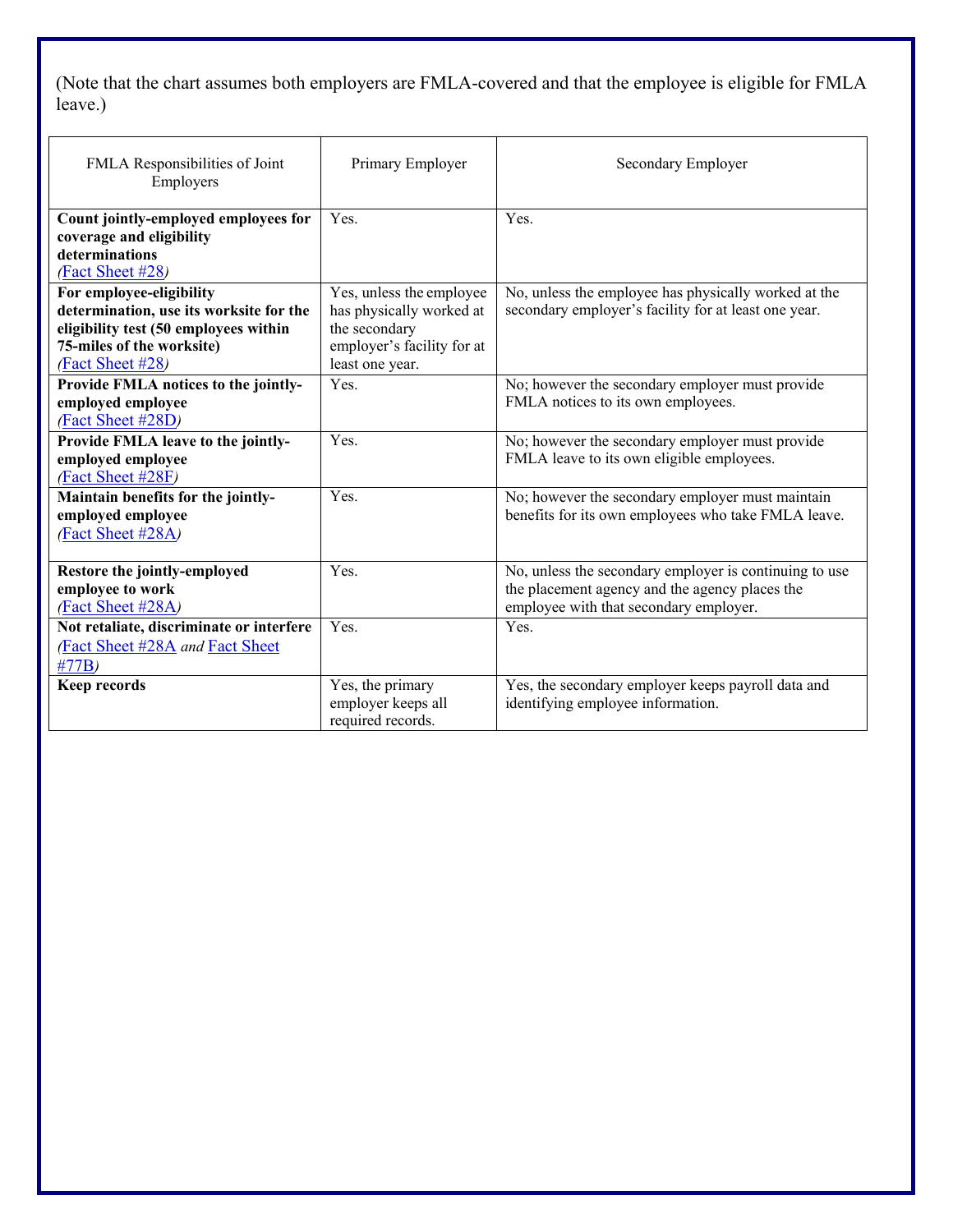(Note that the chart assumes both employers are FMLA-covered and that the employee is eligible for FMLA leave.)

| FMLA Responsibilities of Joint Employers | Primary Employer | Secondary Employer |
|---|---|---|
| **Count jointly-employed employees for coverage and eligibility determinations** *(*Fact Sheet #28*)* | Yes. | Yes. |
| **For employee-eligibility determination, use its worksite for the eligibility test (50 employees within 75-miles of the worksite)** *(*Fact Sheet #28*)* | Yes, unless the employee has physically worked at the secondary employer's facility for at least one year. | No, unless the employee has physically worked at the secondary employer's facility for at least one year. |
| **Provide FMLA notices to the jointly-employed employee** *(*Fact Sheet #28D*)* | Yes. | No; however the secondary employer must provide FMLA notices to its own employees. |
| **Provide FMLA leave to the jointly-employed employee** *(*Fact Sheet #28F*)* | Yes. | No; however the secondary employer must provide FMLA leave to its own eligible employees. |
| **Maintain benefits for the jointly-employed employee** *(*Fact Sheet #28A*)* | Yes. | No; however the secondary employer must maintain benefits for its own employees who take FMLA leave. |
| **Restore the jointly-employed employee to work** *(*Fact Sheet #28A*)* | Yes. | No, unless the secondary employer is continuing to use the placement agency and the agency places the employee with that secondary employer. |
| **Not retaliate, discriminate or interfere** *(*Fact Sheet #28A *and* Fact Sheet #77B*)* | Yes. | Yes. |
| **Keep records** | Yes, the primary employer keeps all required records. | Yes, the secondary employer keeps payroll data and identifying employee information. |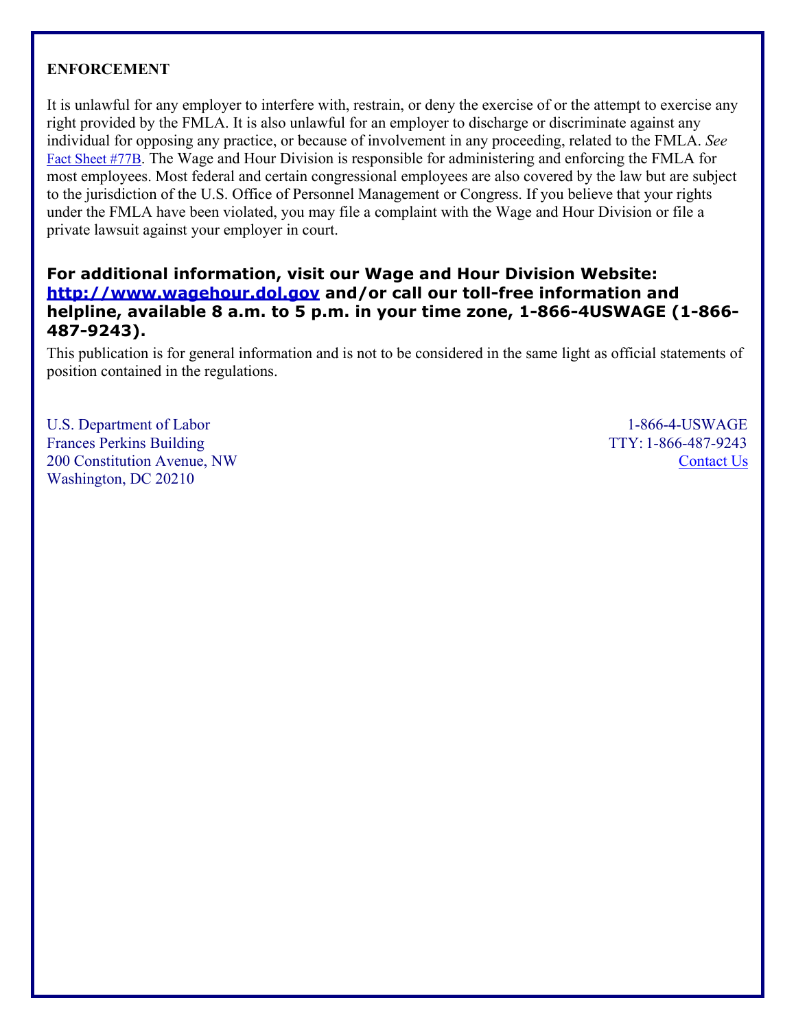## ENFORCEMENT

It is unlawful for any employer to interfere with, restrain, or deny the exercise of or the attempt to exercise any right provided by the FMLA. It is also unlawful for an employer to discharge or discriminate against any individual for opposing any practice, or because of involvement in any proceeding, related to the FMLA. *See* Fact Sheet #77B. The Wage and Hour Division is responsible for administering and enforcing the FMLA for most employees. Most federal and certain congressional employees are also covered by the law but are subject to the jurisdiction of the U.S. Office of Personnel Management or Congress. If you believe that your rights under the FMLA have been violated, you may file a complaint with the Wage and Hour Division or file a private lawsuit against your employer in court.

**For additional information, visit our Wage and Hour Division Website: http://www.wagehour.dol.gov and/or call our toll-free information and helpline, available 8 a.m. to 5 p.m. in your time zone, 1-866-4USWAGE (1-866-487-9243).**

This publication is for general information and is not to be considered in the same light as official statements of position contained in the regulations.

U.S. Department of Labor
Frances Perkins Building
200 Constitution Avenue, NW
Washington, DC 20210

1-866-4-USWAGE
TTY: 1-866-487-9243
Contact Us